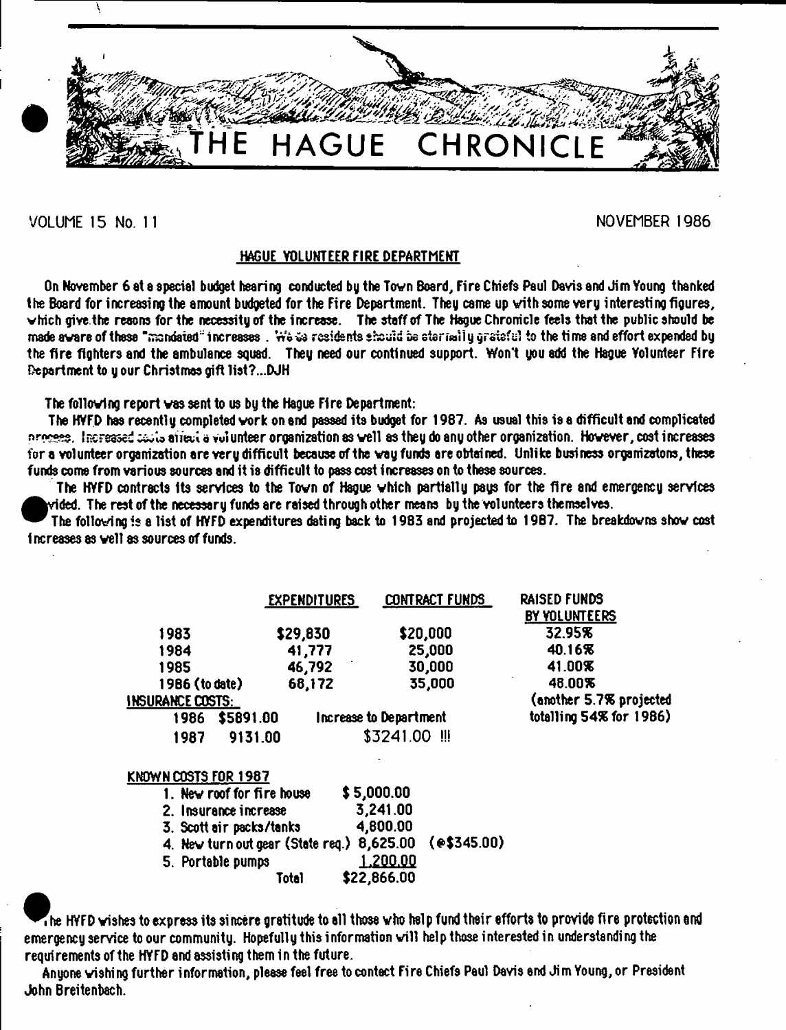# THE HAGUE CHRONICLE

VOLUME 15 No. 11 NOVEMBER 1986

## HAGUE VOLUNTEER FIRE DEPARTMENT

On November 6 at a special budget hearing conducted by the Town Board, Fire Chiefs Paul Davis and Jim Young thanked the Board for increasing the amount budgeted for the Fire Department. They came up with some very interesting figures, which give the reaons for the necessity of the increase. The staff of The Hague Chronicle feels that the public should be made aware of these "mandated" increases. We as residents should be eternally grateful to the time and effort expended by the fire fighters and the ambulance squad. They need our continued support. Won't you add the Hague Volunteer Fire Department to y our Christmas gift list?...DJH

The following report was sent to us by the Hague Fire Department:

The HVFD has recently completed work on and passed its budget for 1987. As usual this is a difficult and complicated process. Increased costs affect a volunteer organization as well as they do any other organization. However, cost increases for a volunteer organization are very difficult because of the way funds are obtained. Unlike business organizatons, these funds come from various sources and it is difficult to pass cost increases on to these sources.

The HVFD contracts its services to the Town of Hague which partially pays for the fire and emergency services provided. The rest of the necessary funds are raised through other means by the volunteers themselves.

The following is a list of HVFD expenditures dating back to 1983 and projected to 1987. The breakdowns show cost increases as well as sources of funds.

| | EXPENDITURES | CONTRACT FUNDS | RAISED FUNDS BY VOLUNTEERS |
|---|---|---|---|
| 1983 | $29,830 | $20,000 | 32.95% |
| 1984 | 41,777 | 25,000 | 40.16% |
| 1985 | 46,792 | 30,000 | 41.00% |
| 1986 (to date) | 68,172 | 35,000 | 48.00% |
| INSURANCE COSTS: | | | (another 5.7% projected |
| 1986 $5891.00 | | Increase to Department | totalling 54% for 1986) |
| 1987 9131.00 | | $3241.00 !!! | |

KNOWN COSTS FOR 1987

| | | |
|---|---|---|
| 1. New roof for fire house | $ 5,000.00 | |
| 2. Insurance increase | 3,241.00 | |
| 3. Scott air packs/tanks | 4,800.00 | |
| 4. New turn out gear (State req.) | 8,625.00 | (@$345.00) |
| 5. Portable pumps | 1,200.00 | |
| Total | $22,866.00 | |

The HVFD wishes to express its sincere gratitude to all those who help fund their efforts to provide fire protection and emergency service to our community. Hopefully this information will help those interested in understanding the requirements of the HVFD and assisting them in the future.

Anyone wishing further information, please feel free to contact Fire Chiefs Paul Davis and Jim Young, or President John Breitenbach.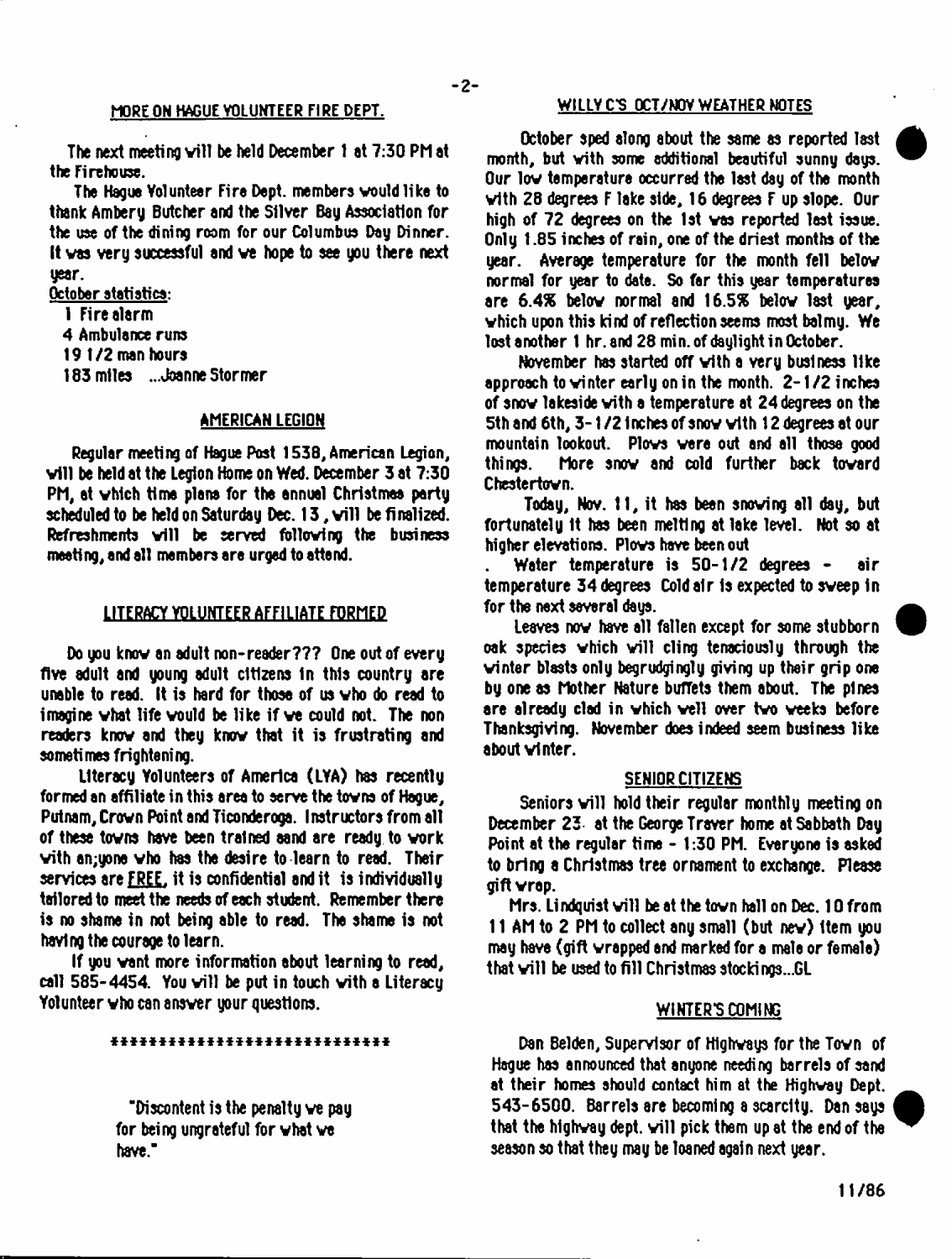## MORE ON HAGUE VOLUNTEER FIRE DEPT.

The next meeting will be held December 1 at 7:30 PM at the Firehouse.

The Hague Volunteer Fire Dept. members would like to thank Ambery Butcher and the Silver Bay Association for the use of the dining room for our Columbus Day Dinner. It was very successful and we hope to see you there next year.

October statistics:

1 Fire alarm
4 Ambulance runs
19 1/2 man hours
183 miles ...Joanne Stormer

## AMERICAN LEGION

Regular meeting of Hague Post 1538, American Legion, will be held at the Legion Home on Wed. December 3 at 7:30 PM, at which time plans for the annual Christmas party scheduled to be held on Saturday Dec. 13, will be finalized. Refreshments will be served following the business meeting, and all members are urged to attend.

## LITERACY VOLUNTEER AFFILIATE FORMED

Do you know an adult non-reader??? One out of every five adult and young adult citizens in this country are unable to read. It is hard for those of us who do read to imagine what life would be like if we could not. The non readers know and they know that it is frustrating and sometimes frightening.

Literacy Volunteers of America (LVA) has recently formed an affiliate in this area to serve the towns of Hague, Putnam, Crown Point and Ticonderoga. Instructors from all of these towns have been trained and are ready to work with an;yone who has the desire to learn to read. Their services are FREE, it is confidential and it is individually tailored to meet the needs of each student. Remember there is no shame in not being able to read. The shame is not having the courage to learn.

If you want more information about learning to read, call 585-4454. You will be put in touch with a Literacy Volunteer who can answer your questions.

****************************

"Discontent is the penalty we pay for being ungrateful for what we have."

## WILLY C'S OCT/NOV WEATHER NOTES

October sped along about the same as reported last month, but with some additional beautiful sunny days. Our low temperature occurred the last day of the month with 28 degrees F lake side, 16 degrees F up slope. Our high of 72 degrees on the 1st was reported last issue. Only 1.85 inches of rain, one of the driest months of the year. Average temperature for the month fell below normal for year to date. So far this year temperatures are 6.4% below normal and 16.5% below last year, which upon this kind of reflection seems most balmy. We lost another 1 hr. and 28 min. of daylight in October.

November has started off with a very business like approach to winter early on in the month. 2-1/2 inches of snow lakeside with a temperature at 24 degrees on the 5th and 6th, 3-1/2 inches of snow with 12 degrees at our mountain lookout. Plows were out and all those good things. More snow and cold further back toward Chestertown.

Today, Nov. 11, it has been snowing all day, but fortunately it has been melting at lake level. Not so at higher elevations. Plows have been out

. Water temperature is 50-1/2 degrees - air temperature 34 degrees Cold air is expected to sweep in for the next several days.

Leaves now have all fallen except for some stubborn oak species which will cling tenaciously through the winter blasts only begrudgingly giving up their grip one by one as Mother Nature buffets them about. The pines are already clad in which well over two weeks before Thanksgiving. November does indeed seem business like about winter.

## SENIOR CITIZENS

Seniors will hold their regular monthly meeting on December 23 at the George Traver home at Sabbath Day Point at the regular time - 1:30 PM. Everyone is asked to bring a Christmas tree ornament to exchange. Please gift wrap.

Mrs. Lindquist will be at the town hall on Dec. 10 from 11 AM to 2 PM to collect any small (but new) item you may have (gift wrapped and marked for a male or female) that will be used to fill Christmas stockings...GL

## WINTER'S COMING

Dan Belden, Supervisor of Highways for the Town of Hague has announced that anyone needing barrels of sand at their homes should contact him at the Highway Dept. 543-6500. Barrels are becoming a scarcity. Dan says that the highway dept. will pick them up at the end of the season so that they may be loaned again next year.

11/86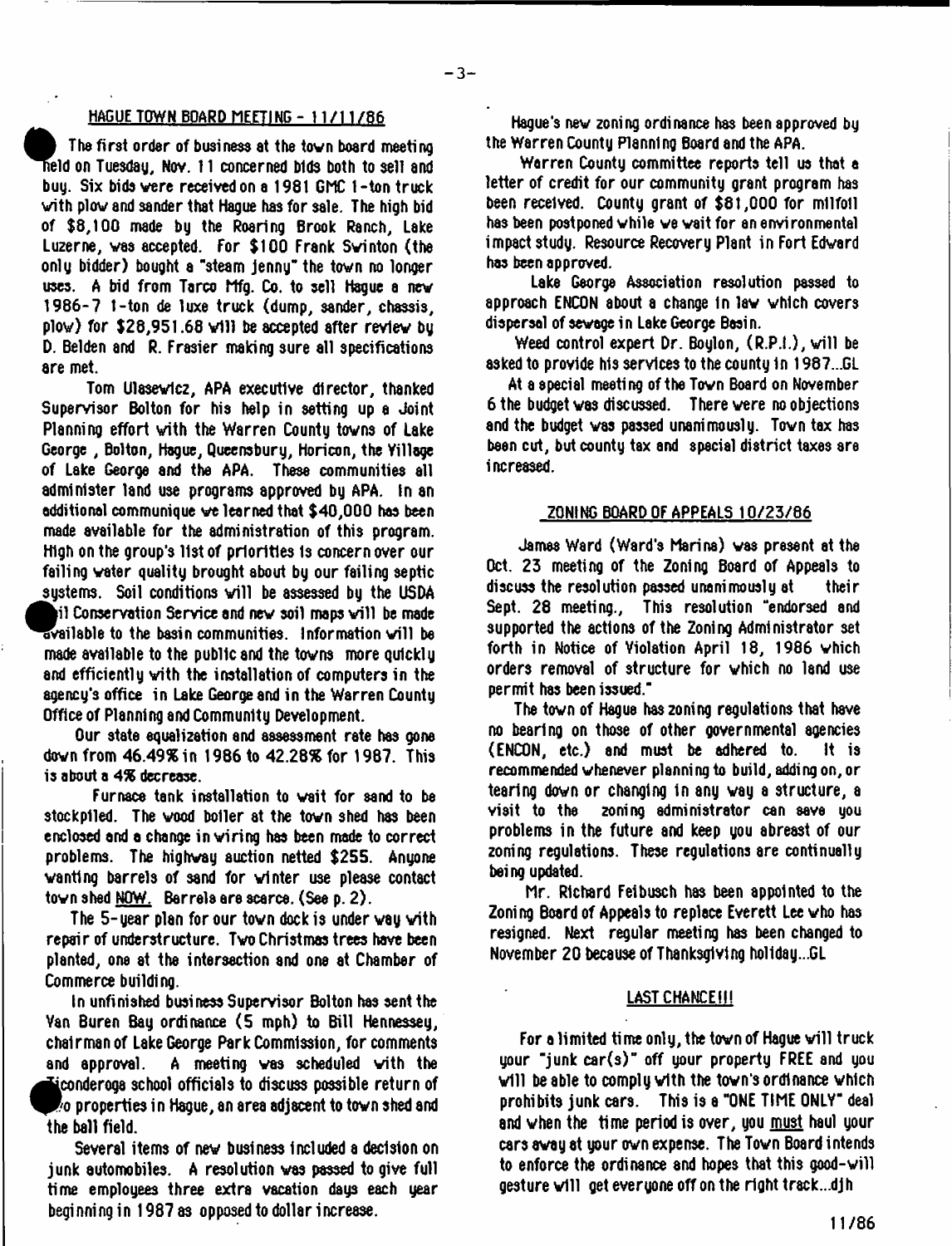## HAGUE TOWN BOARD MEETING - 11/11/86

The first order of business at the town board meeting held on Tuesday, Nov. 11 concerned bids both to sell and buy. Six bids were received on a 1981 GMC 1-ton truck with plow and sander that Hague has for sale. The high bid of $8,100 made by the Roaring Brook Ranch, Lake Luzerne, was accepted. For $100 Frank Swinton (the only bidder) bought a "steam jenny" the town no longer uses. A bid from Tarco Mfg. Co. to sell Hague a new 1986-7 1-ton de luxe truck (dump, sander, chassis, plow) for $28,951.68 will be accepted after review by D. Belden and R. Frasier making sure all specifications are met.

Tom Ulasewicz, APA executive director, thanked Supervisor Bolton for his help in setting up a Joint Planning effort with the Warren County towns of Lake George , Bolton, Hague, Queensbury, Horicon, the Village of Lake George and the APA. These communities all administer land use programs approved by APA. In an additional communique we learned that $40,000 has been made available for the administration of this program. High on the group's list of priorities is concern over our failing water quality brought about by our failing septic systems. Soil conditions will be assessed by the USDA Soil Conservation Service and new soil maps will be made available to the basin communities. Information will be made available to the public and the towns more quickly and efficiently with the installation of computers in the agency's office in Lake George and in the Warren County Office of Planning and Community Development.

Our state equalization and assessment rate has gone down from 46.49% in 1986 to 42.28% for 1987. This is about a 4% decrease.

Furnace tank installation to wait for sand to be stockpiled. The wood boiler at the town shed has been enclosed and a change in wiring has been made to correct problems. The highway auction netted $255. Anyone wanting barrels of sand for winter use please contact town shed NOW. Barrels are scarce. (See p. 2).

The 5-year plan for our town dock is under way with repair of understructure. Two Christmas trees have been planted, one at the intersection and one at Chamber of Commerce building.

In unfinished business Supervisor Bolton has sent the Van Buren Bay ordinance (5 mph) to Bill Hennessey, chairman of Lake George Park Commission, for comments and approval. A meeting was scheduled with the Ticonderoga school officials to discuss possible return of two properties in Hague, an area adjacent to town shed and the ball field.

Several items of new business included a decision on junk automobiles. A resolution was passed to give full time employees three extra vacation days each year beginning in 1987 as opposed to dollar increase.

Hague's new zoning ordinance has been approved by the Warren County Planning Board and the APA.

Warren County committee reports tell us that a letter of credit for our community grant program has been received. County grant of $81,000 for milfoil has been postponed while we wait for an environmental impact study. Resource Recovery Plant in Fort Edward has been approved.

Lake George Association resolution passed to approach ENCON about a change in law which covers dispersal of sewage in Lake George Basin.

Weed control expert Dr. Boylon, (R.P.I.), will be asked to provide his services to the county in 1987...GL

At a special meeting of the Town Board on November 6 the budget was discussed. There were no objections and the budget was passed unanimously. Town tax has been cut, but county tax and special district taxes are increased.

## ZONING BOARD OF APPEALS 10/23/86

James Ward (Ward's Marina) was present at the Oct. 23 meeting of the Zoning Board of Appeals to discuss the resolution passed unanimously at their Sept. 28 meeting., This resolution "endorsed and supported the actions of the Zoning Administrator set forth in Notice of Violation April 18, 1986 which orders removal of structure for which no land use permit has been issued."

The town of Hague has zoning regulations that have no bearing on those of other governmental agencies (ENCON, etc.) and must be adhered to. It is recommended whenever planning to build, adding on, or tearing down or changing in any way a structure, a visit to the zoning administrator can save you problems in the future and keep you abreast of our zoning regulations. These regulations are continually being updated.

Mr. Richard Feibusch has been appointed to the Zoning Board of Appeals to replace Everett Lee who has resigned. Next regular meeting has been changed to November 20 because of Thanksgiving holiday...GL

## LAST CHANCE!!!

For a limited time only, the town of Hague will truck your "junk car(s)" off your property FREE and you will be able to comply with the town's ordinance which prohibits junk cars. This is a "ONE TIME ONLY" deal and when the time period is over, you must haul your cars away at your own expense. The Town Board intends to enforce the ordinance and hopes that this good-will gesture will get everyone off on the right track...djh

11/86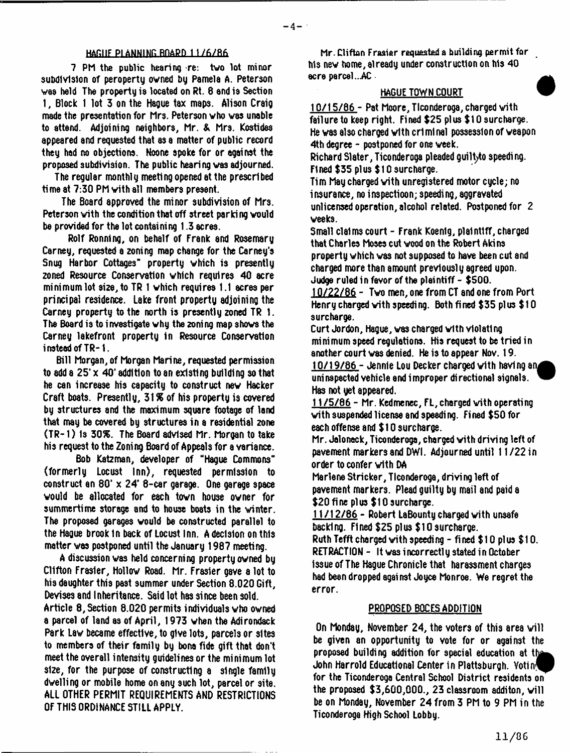## HAGUE PLANNING BOARD 11/6/86

7 PM the public hearing re: two lot minor subdivision of peroperty owned by Pamela A. Peterson was held The property is located on Rt. 8 and is Section 1, Block 1 lot 3 on the Hague tax maps. Alison Craig made the presentation for Mrs. Peterson who was unable to attend. Adjoining neighbors, Mr. & Mrs. Kostides appeared and requested that as a matter of public record they had no objections. Noone spoke for or against the proposed subdivision. The public hearing was adjourned.

The regular monthly meeting opened at the prescribed time at 7:30 PM with all members present.

The Board approved the minor subdivision of Mrs. Peterson with the condition that off street parking would be provided for the lot containing 1.3 acres.

Rolf Ronning, on behalf of Frank and Rosemary Carney, requested a zoning map change for the Carney's Snug Harbor Cottages" property which is presently zoned Resource Conservation which requires 40 acre minimum lot size, to TR 1 which requires 1.1 acres per principal residence. Lake front property adjoining the Carney property to the north is presently zoned TR 1. The Board is to investigate why the zoning map shows the Carney lakefront property in Resource Conservation instead of TR-1.

Bill Morgan, of Morgan Marine, requested permission to add a 25' x 40' addition to an existing building so that he can increase his capacity to construct new Hacker Craft boats. Presently, 31% of his property is covered by structures and the maximum square footage of land that may be covered by structures in a residential zone (TR-1) is 30%. The Board advised Mr. Morgan to take his request to the Zoning Board of Appeals for a variance.

Bob Katzman, developer of "Hague Commons" (formerly Locust Inn), requested permission to construct an 80' x 24' 8-car garage. One garage space would be allocated for each town house owner for summertime storage and to house boats in the winter. The proposed garages would be constructed parallel to the Hague brook in back of Locust Inn. A decision on this matter was postponed until the January 1987 meeting.

A discussion was held concerning property owned by Clifton Frasier, Hollow Road. Mr. Frasier gave a lot to his daughter this past summer under Section 8.020 Gift, Devises and Inheritance. Said lot has since been sold. Article 8, Section 8.020 permits individuals who owned a parcel of land as of April, 1973 when the Adirondack Park Law became effective, to give lots, parcels or sites to members of their family by bona fide gift that don't meet the overall intensity guidelines or the minimum lot size, for the purpose of constructing a single family dwelling or mobile home on any such lot, parcel or site. ALL OTHER PERMIT REQUIREMENTS AND RESTRICTIONS OF THIS ORDINANCE STILL APPLY.

Mr. Clifton Frasier requested a building permit for his new home, already under construction on his 40 acre parcel...AC

## HAGUE TOWN COURT

10/15/86 - Pat Moore, Ticonderoga, charged with failure to keep right. Fined $25 plus $10 surcharge. He was also charged with criminal possession of weapon 4th degree - postponed for one week.

Richard Slater, Ticonderoga pleaded guilty to speeding. Fined $35 plus $10 surcharge.

Tim May charged with unregistered motor cycle; no insurance, no inspectioon; speeding, aggravated unlicensed operation, alcohol related. Postponed for 2 weeks.

Small claims court - Frank Koenig, plaintiff, charged that Charles Moses cut wood on the Robert Akins property which was not supposed to have been cut and charged more than amount previously agreed upon. Judge ruled in favor of the plaintiff - $500.

10/22/86 - Two men, one from CT and one from Port Henry charged with speeding. Both fined $35 plus $10 surcharge.

Curt Jordon, Hague, was charged with violating minimum speed regulations. His request to be tried in another court was denied. He is to appear Nov. 19.

10/19/86 - Jennie Lou Decker charged with having an uninspected vehicle and improper directional signals. Has not yet appeared.

11/5/86 - Mr. Kedmenec, FL, charged with operating with suspended license and speeding. Fined $50 for each offense and $10 surcharge.

Mr. Jaloneck, Ticonderoga, charged with driving left of pavement markers and DWI. Adjourned until 11/22 in order to confer with DA

Marlene Stricker, Ticonderoga, driving left of pavement markers. Plead guilty by mail and paid a $20 fine plus $10 surcharge.

11/12/86 - Robert LaBounty charged with unsafe backing. Fined $25 plus $10 surcharge.

Ruth Tefft charged with speeding - fined $10 plus $10.

RETRACTION - It was incorrectly stated in October issue of The Hague Chronicle that harassment charges had been dropped against Joyce Monroe. We regret the error.

## PROPOSED BOCES ADDITION

On Monday, November 24, the voters of this area will be given an opportunity to vote for or against the proposed building addition for special education at the John Harrold Educational Center in Plattsburgh. Voting for the Ticonderoga Central School District residents on the proposed $3,600,000., 23 classroom additon, will be on Monday, November 24 from 3 PM to 9 PM in the Ticonderoga High School Lobby.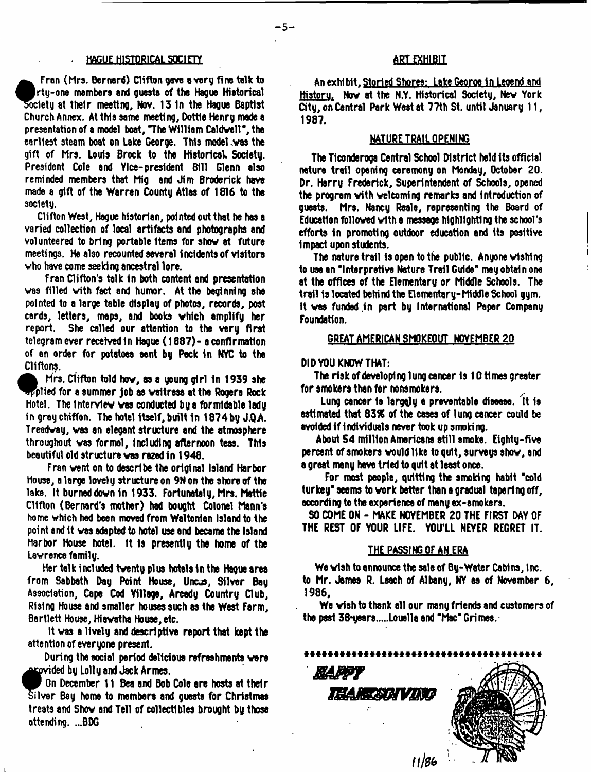## HAGUE HISTORICAL SOCIETY

Fran (Mrs. Bernard) Clifton gave a very fine talk to forty-one members and guests of the Hague Historical Society at their meeting, Nov. 13 in the Hague Baptist Church Annex. At this same meeting, Dottie Henry made a presentation of a model boat, "The William Caldwell", the earliest steam boat on Lake George. This model was the gift of Mrs. Louis Brock to the Historical Society. President Cole and Vice-president Bill Glenn also reminded members that Mig and Jim Broderick have made a gift of the Warren County Atlas of 1816 to the society.

Clifton West, Hague historian, pointed out that he has a varied collection of local artifacts and photographs and volunteered to bring portable items for show at future meetings. He also recounted several incidents of visitors who have come seeking ancestral lore.

Fran Clifton's talk in both content and presentation was filled with fact and humor. At the beginning she pointed to a large table display of photos, records, post cards, letters, maps, and books which amplify her report. She called our attention to the very first telegram ever received in Hague (1887) - a confirmation of an order for potatoes sent by Peck in NYC to the Cliftons.

Mrs. Clifton told how, as a young girl in 1939 she applied for a summer job as waitress at the Rogers Rock Hotel. The interview was conducted by a formidable lady in gray chiffon. The hotel itself, built in 1874 by J.Q.A. Treadway, was an elegant structure and the atmosphere throughout was formal, including afternoon teas. This beautiful old structure was razed in 1948.

Fran went on to describe the original Island Harbor House, a large lovely structure on 9N on the shore of the lake. It burned down in 1933. Fortunately, Mrs. Mattie Clifton (Bernard's mother) had bought Colonel Mann's home which had been moved from Waltonian Island to the point and it was adapted to hotel use and became the Island Harbor House hotel. It is presently the home of the Lawrence family.

Her talk included twenty plus hotels in the Hague area from Sabbath Day Point House, Uncas, Silver Bay Association, Cape Cod Village, Arcady Country Club, Rising House and smaller houses such as the West Farm, Bartlett House, Hiawatha House, etc.

It was a lively and descriptive report that kept the attention of everyone present.

During the social period delicious refreshments were provided by Lolly and Jack Armes.

On December 11 Bea and Bob Cole are hosts at their Silver Bay home to members and guests for Christmas treats and Show and Tell of collectibles brought by those attending. ...BDG

## ART EXHIBIT

An exhibit, Storied Shores: Lake George in Legend and History. Now at the N.Y. Historical Society, New York City, on Central Park West at 77th St. until January 11, 1987.

## NATURE TRAIL OPENING

The Ticonderoga Central School District held its official nature trail opening ceremony on Monday, October 20. Dr. Harry Frederick, Superintendent of Schools, opened the program with welcoming remarks and introduction of guests. Mrs. Nancy Reale, representing the Board of Education followed with a message highlighting the school's efforts in promoting outdoor education and its positive impact upon students.

The nature trail is open to the public. Anyone wishing to use an "Interpretive Nature Trail Guide" may obtain one at the offices of the Elementary or Middle Schools. The trail is located behind the Elementary-Middle School gym. It was funded in part by International Paper Company Foundation.

## GREAT AMERICAN SMOKEOUT NOVEMBER 20

DID YOU KNOW THAT:

The risk of developing lung cancer is 10 times greater for smokers than for nonsmokers.

Lung cancer is largely a preventable disease. It is estimated that 83% of the cases of lung cancer could be avoided if individuals never took up smoking.

About 54 million Americans still smoke. Eighty-five percent of smokers would like to quit, surveys show, and a great many have tried to quit at least once.

For most people, quitting the smoking habit "cold turkey" seems to work better than a gradual tapering off, according to the experience of many ex-smokers.

SO COME ON - MAKE NOVEMBER 20 THE FIRST DAY OF THE REST OF YOUR LIFE. YOU'LL NEVER REGRET IT.

## THE PASSING OF AN ERA

We wish to announce the sale of By-Water Cabins, Inc. to Mr. James R. Leach of Albany, NY as of November 6, 1986,

We wish to thank all our many friends and customers of the past 38-years.....Louella and "Mac" Grimes.

*****************************************

HAPPY THANKSGIVING

11/86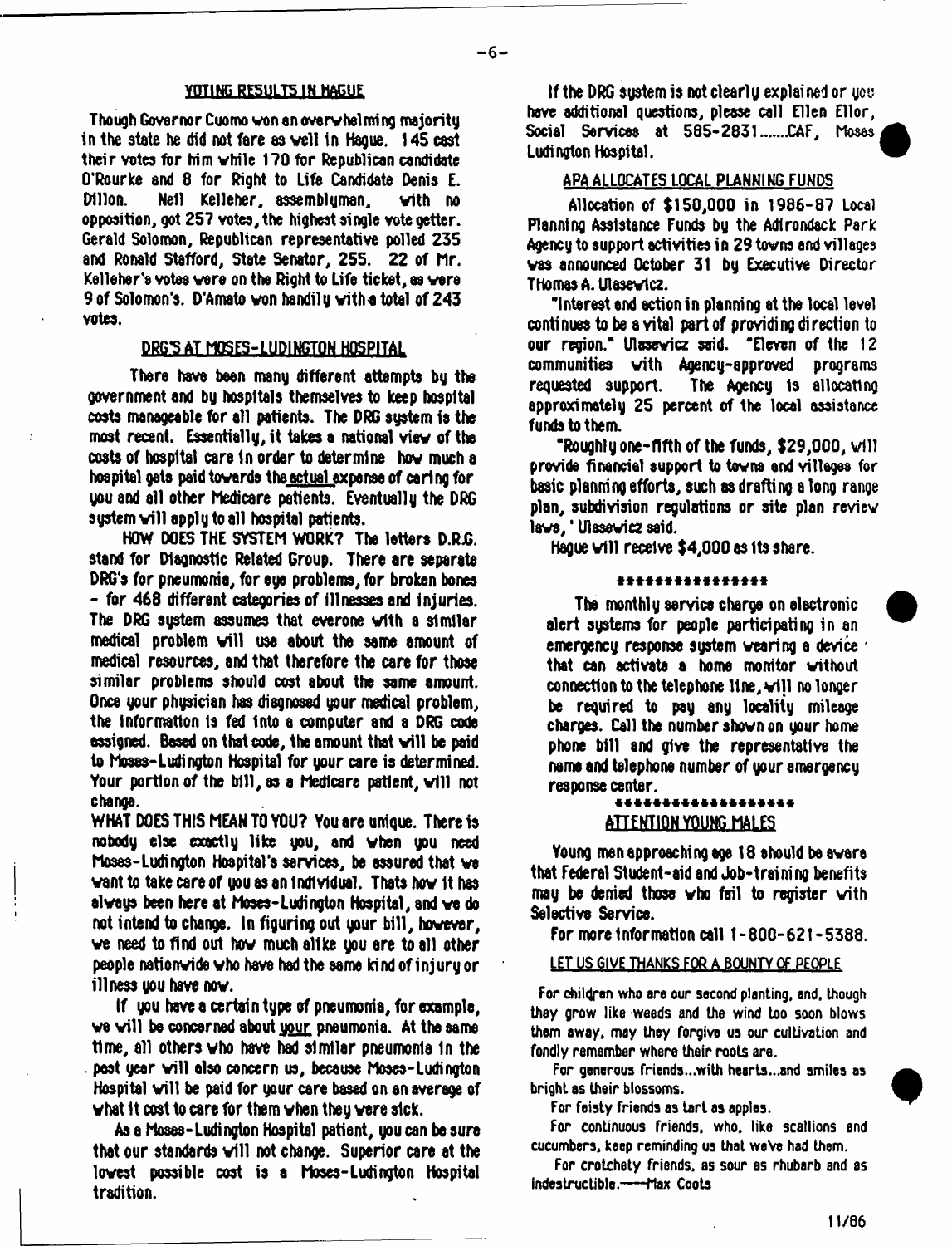## VOTING RESULTS IN HAGUE

Though Governor Cuomo won an overwhelming majority in the state he did not fare as well in Hague. 145 cast their votes for him while 170 for Republican candidate O'Rourke and 8 for Right to Life Candidate Denis E. Dillon. Neil Kelleher, assemblyman, with no opposition, got 257 votes, the highest single vote getter. Gerald Solomon, Republican representative polled 235 and Ronald Stafford, State Senator, 255. 22 of Mr. Kelleher's votes were on the Right to Life ticket, as were 9 of Solomon's. D'Amato won handily with a total of 243 votes.

## DRG'S AT MOSES-LUDINGTON HOSPITAL

There have been many different attempts by the government and by hospitals themselves to keep hospital costs manageable for all patients. The DRG system is the most recent. Essentially, it takes a national view of the costs of hospital care in order to determine how much a hospital gets paid towards the actual expense of caring for you and all other Medicare patients. Eventually the DRG system will apply to all hospital patients.

HOW DOES THE SYSTEM WORK? The letters D.R.G. stand for Diagnostic Related Group. There are separate DRG's for pneumonia, for eye problems, for broken bones - for 468 different categories of illnesses and injuries. The DRG system assumes that everone with a similar medical problem will use about the same amount of medical resources, and that therefore the care for those similar problems should cost about the same amount. Once your physician has diagnosed your medical problem, the information is fed into a computer and a DRG code assigned. Based on that code, the amount that will be paid to Moses-Ludington Hospital for your care is determined. Your portion of the bill, as a Medicare patient, will not change.

WHAT DOES THIS MEAN TO YOU? You are unique. There is nobody else exactly like you, and when you need Moses-Ludington Hospital's services, be assured that we want to take care of you as an individual. Thats how it has always been here at Moses-Ludington Hospital, and we do not intend to change. In figuring out your bill, however, we need to find out how much alike you are to all other people nationwide who have had the same kind of injury or illness you have now.

If you have a certain type of pneumonia, for example, we will be concerned about your pneumonia. At the same time, all others who have had similar pneumonia in the past year will also concern us, because Moses-Ludington Hospital will be paid for your care based on an average of what it cost to care for them when they were sick.

As a Moses-Ludington Hospital patient, you can be sure that our standards will not change. Superior care at the lowest possible cost is a Moses-Ludington Hospital tradition.

If the DRG system is not clearly explained or you have additional questions, please call Ellen Ellor, Social Services at 585-2831......CAF, Moses Ludington Hospital.

## APA ALLOCATES LOCAL PLANNING FUNDS

Allocation of $150,000 in 1986-87 Local Planning Assistance Funds by the Adirondack Park Agency to support activities in 29 towns and villages was announced October 31 by Executive Director THomas A. Ulasewicz.

"Interest and action in planning at the local level continues to be a vital part of providing direction to our region." Ulasewicz said. "Eleven of the 12 communities with Agency-approved programs requested support. The Agency is allocating approximately 25 percent of the local assistance funds to them.

"Roughly one-fifth of the funds, $29,000, will provide financial support to towns and villages for basic planning efforts, such as drafting a long range plan, subdivision regulations or site plan review laws,' Ulasewicz said.

Hague will receive $4,000 as its share.

\*\*\*\*\*\*\*\*\*\*\*\*\*\*\*\*

The monthly service charge on electronic alert systems for people participating in an emergency response system wearing a device that can activate a home monitor without connection to the telephone line, will no longer be required to pay any locality mileage charges. Call the number shown on your home phone bill and give the representative the name and telephone number of your emergency response center.

\*\*\*\*\*\*\*\*\*\*\*\*\*\*\*\*\*\*

## ATTENTION YOUNG MALES

Young men approaching age 18 should be aware that Federal Student-aid and Job-training benefits may be denied those who fail to register with Selective Service.

For more information call 1-800-621-5388.

## LET US GIVE THANKS FOR A BOUNTY OF PEOPLE

For children who are our second planting, and, though they grow like weeds and the wind too soon blows them away, may they forgive us our cultivation and fondly remember where their roots are.

For generous friends...with hearts...and smiles as bright as their blossoms.

For feisty friends as tart as apples.

For continuous friends, who, like scallions and cucumbers, keep reminding us that we've had them.

For crotchety friends, as sour as rhubarb and as indestructible.----Max Coots

11/86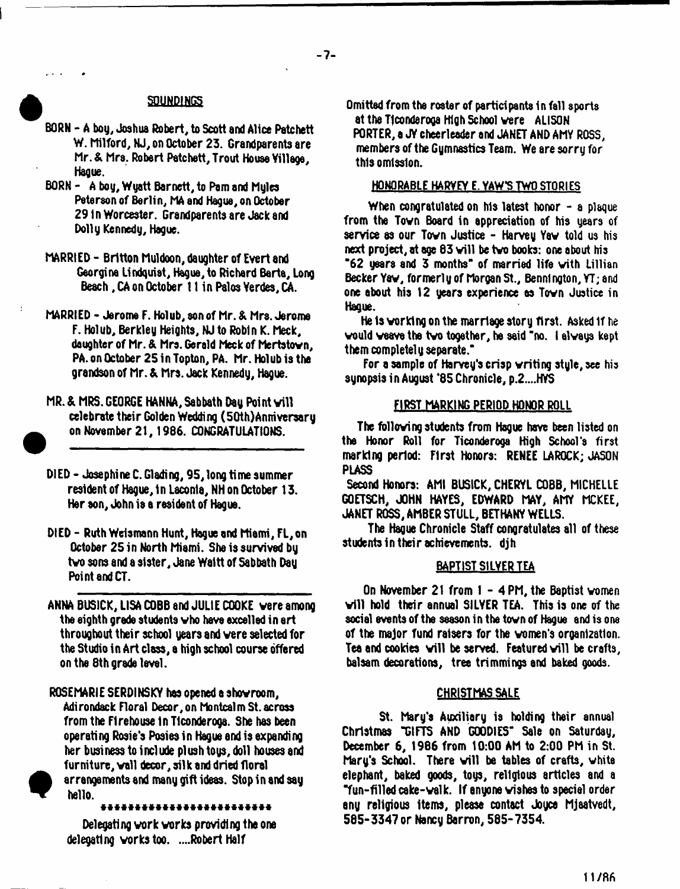## SOUNDINGS

BORN - A boy, Joshua Robert, to Scott and Alice Patchett W. Milford, NJ, on October 23. Grandparents are Mr. & Mrs. Robert Patchett, Trout House Village, Hague.

BORN - A boy, Wyatt Barnett, to Pam and Myles Peterson of Berlin, MA and Hague, on October 29 in Worcester. Grandparents are Jack and Dolly Kennedy, Hague.

MARRIED - Britton Muldoon, daughter of Evert and Georgina Lindquist, Hague, to Richard Barta, Long Beach, CA on October 11 in Palos Verdes, CA.

MARRIED - Jerome F. Holub, son of Mr. & Mrs. Jerome F. Holub, Berkley Heights, NJ to Robin K. Meck, daughter of Mr. & Mrs. Gerald Meck of Mertstown, PA. on October 25 in Topton, PA. Mr. Holub is the grandson of Mr. & Mrs. Jack Kennedy, Hague.

MR. & MRS. GEORGE HANNA, Sabbath Day Point will celebrate their Golden Wedding (50th)Anniversary on November 21, 1986. CONGRATULATIONS.

---

DIED - Josephine C. Glading, 95, long time summer resident of Hague, in Laconia, NH on October 13. Her son, John is a resident of Hague.

DIED - Ruth Weismann Hunt, Hague and Miami, FL, on October 25 in North Miami. She is survived by two sons and a sister, Jane Waitt of Sabbath Day Point and CT.

---

ANNA BUSICK, LISA COBB and JULIE COOKE were among the eighth grade students who have excelled in art throughout their school years and were selected for the Studio in Art class, a high school course offered on the 8th grade level.

ROSEMARIE SERDINSKY has opened a showroom, Adirondack Floral Decor, on Montcalm St. across from the Firehouse in Ticonderoga. She has been operating Rosie's Posies in Hague and is expanding her business to include plush toys, doll houses and furniture, wall decor, silk and dried floral arrangements and many gift ideas. Stop in and say hello.

*************************

Delegating work works providing the one delegating works too. ....Robert Half

Omitted from the roster of participants in fall sports at the Ticonderoga High School were ALISON PORTER, a JV cheerleader and JANET AND AMY ROSS, members of the Gymnastics Team. We are sorry for this omission.

## HONORABLE HARVEY E. YAW'S TWO STORIES

When congratulated on his latest honor - a plaque from the Town Board in appreciation of his years of service as our Town Justice - Harvey Yaw told us his next project, at age 83 will be two books: one about his "62 years and 3 months" of married life with Lillian Becker Yaw, formerly of Morgan St., Bennington, VT; and one about his 12 years experience as Town Justice in Hague.

He is working on the marriage story first. Asked if he would weave the two together, he said "no. I always kept them completely separate."

For a sample of Harvey's crisp writing style, see his synopsis in August '85 Chronicle, p.2....HYS

## FIRST MARKING PERIOD HONOR ROLL

The following students from Hague have been listed on the Honor Roll for Ticonderoga High School's first marking period: First Honors: RENEE LAROCK; JASON PLASS

Second Honors: AMI BUSICK, CHERYL COBB, MICHELLE GOETSCH, JOHN HAYES, EDWARD MAY, AMY MCKEE, JANET ROSS, AMBER STULL, BETHANY WELLS.

The Hague Chronicle Staff congratulates all of these students in their achievements. djh

## BAPTIST SILVER TEA

On November 21 from 1 - 4 PM, the Baptist women will hold their annual SILVER TEA. This is one of the social events of the season in the town of Hague and is one of the major fund raisers for the women's organization. Tea and cookies will be served. Featured will be crafts, balsam decorations, tree trimmings and baked goods.

## CHRISTMAS SALE

St. Mary's Auxiliary is holding their annual Christmas "GIFTS AND GOODIES" Sale on Saturday, December 6, 1986 from 10:00 AM to 2:00 PM in St. Mary's School. There will be tables of crafts, white elephant, baked goods, toys, religious articles and a "fun-filled cake-walk. If anyone wishes to special order any religious items, please contact Joyce Mjaatvedt, 585-3347 or Nancy Barron, 585-7354.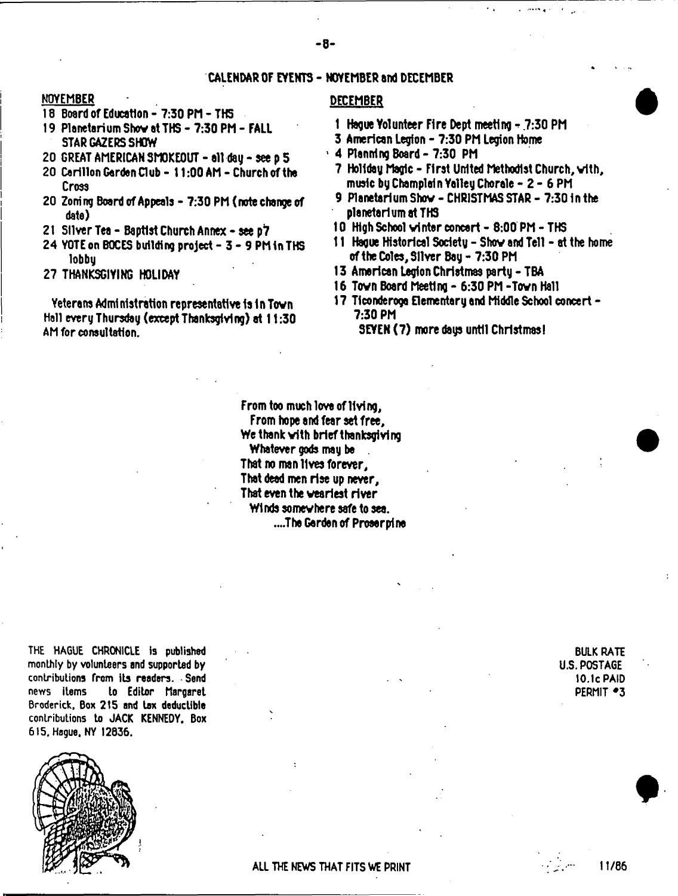## CALENDAR OF EVENTS - NOVEMBER and DECEMBER

### NOVEMBER

- 18 Board of Education - 7:30 PM - THS
- 19 Planetarium Show at THS - 7:30 PM - FALL STAR GAZERS SHOW
- 20 GREAT AMERICAN SMOKEOUT - all day - see p 5
- 20 Carillon Garden Club - 11:00 AM - Church of the Cross
- 20 Zoning Board of Appeals - 7:30 PM (note change of date)
- 21 Silver Tea - Baptist Church Annex - see p7
- 24 VOTE on BOCES building project - 3 - 9 PM in THS lobby
- 27 THANKSGIVING HOLIDAY

Veterans Administration representative is in Town Hall every Thursday (except Thanksgiving) at 11:30 AM for consultation.

### DECEMBER

- 1 Hague Volunteer Fire Dept meeting - 7:30 PM
- 3 American Legion - 7:30 PM Legion Home
- 4 Planning Board - 7:30 PM
- 7 Holiday Magic - First United Methodist Church, with, music by Champlain Valley Chorale - 2 - 6 PM
- 9 Planetarium Show - CHRISTMAS STAR - 7:30 in the planetarium at THS
- 10 High School winter concert - 8:00 PM - THS
- 11 Hague Historical Society - Show and Tell - at the home of the Coles, Silver Bay - 7:30 PM
- 13 American Legion Christmas party - TBA
- 16 Town Board Meeting - 6:30 PM - Town Hall
- 17 Ticonderoga Elementary and Middle School concert - 7:30 PM

SEVEN (7) more days until Christmas!

From too much love of living,
From hope and fear set free,
We thank with brief thanksgiving
Whatever gods may be
That no man lives forever,
That dead men rise up never,
That even the weariest river
Winds somewhere safe to sea.
....The Garden of Proserpine

THE HAGUE CHRONICLE is published monthly by volunteers and supported by contributions from its readers. Send news items to Editor Margaret Broderick, Box 215 and tax deductible contributions to JACK KENNEDY, Box 615, Hague, NY 12836.

BULK RATE
U.S. POSTAGE
10.1c PAID
PERMIT #3

ALL THE NEWS THAT FITS WE PRINT

11/86